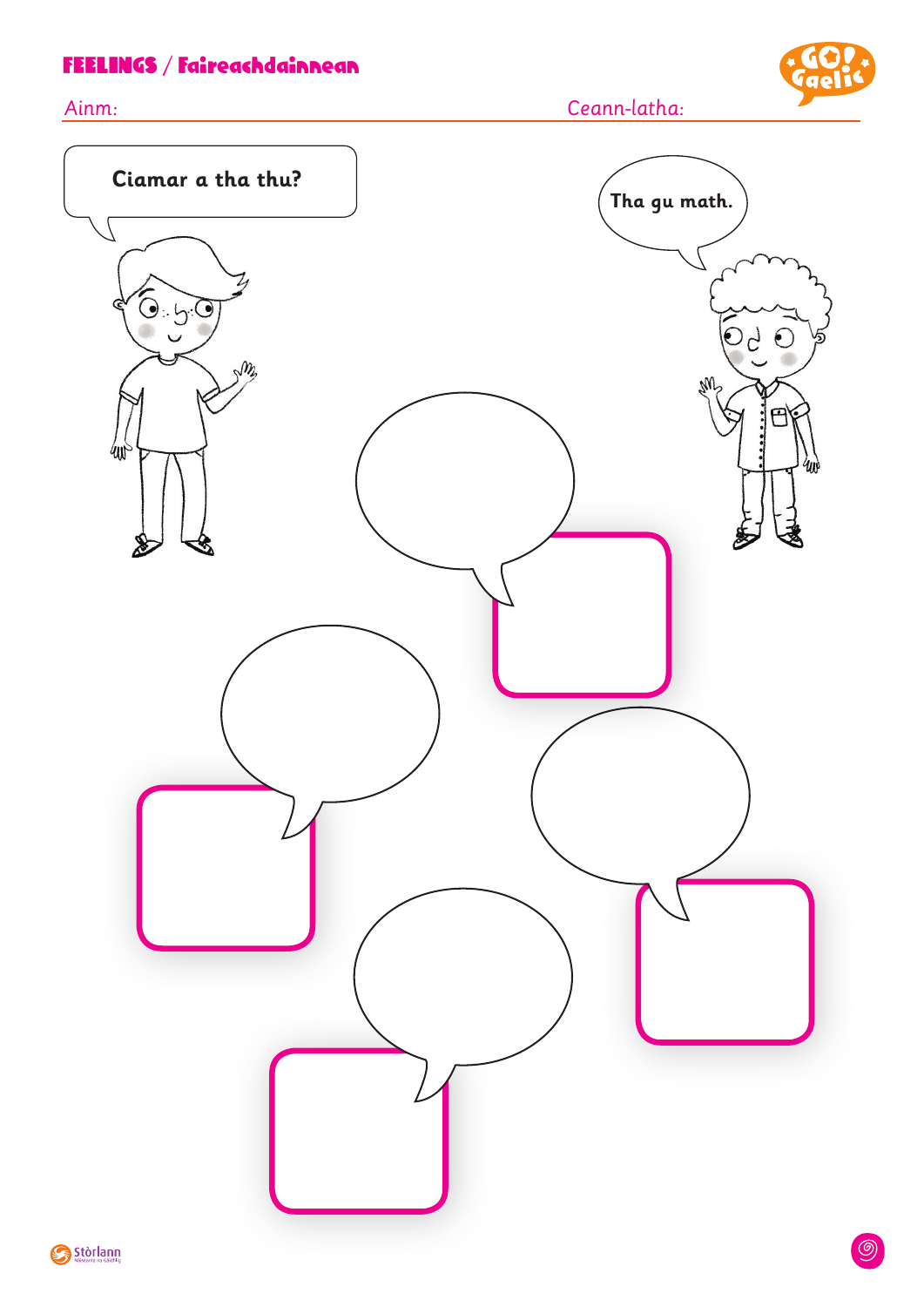# FEELINGS / Faireachdainnean

Ainm:

Ceann-latha:

Ciamar a tha thu?

Tha gu math.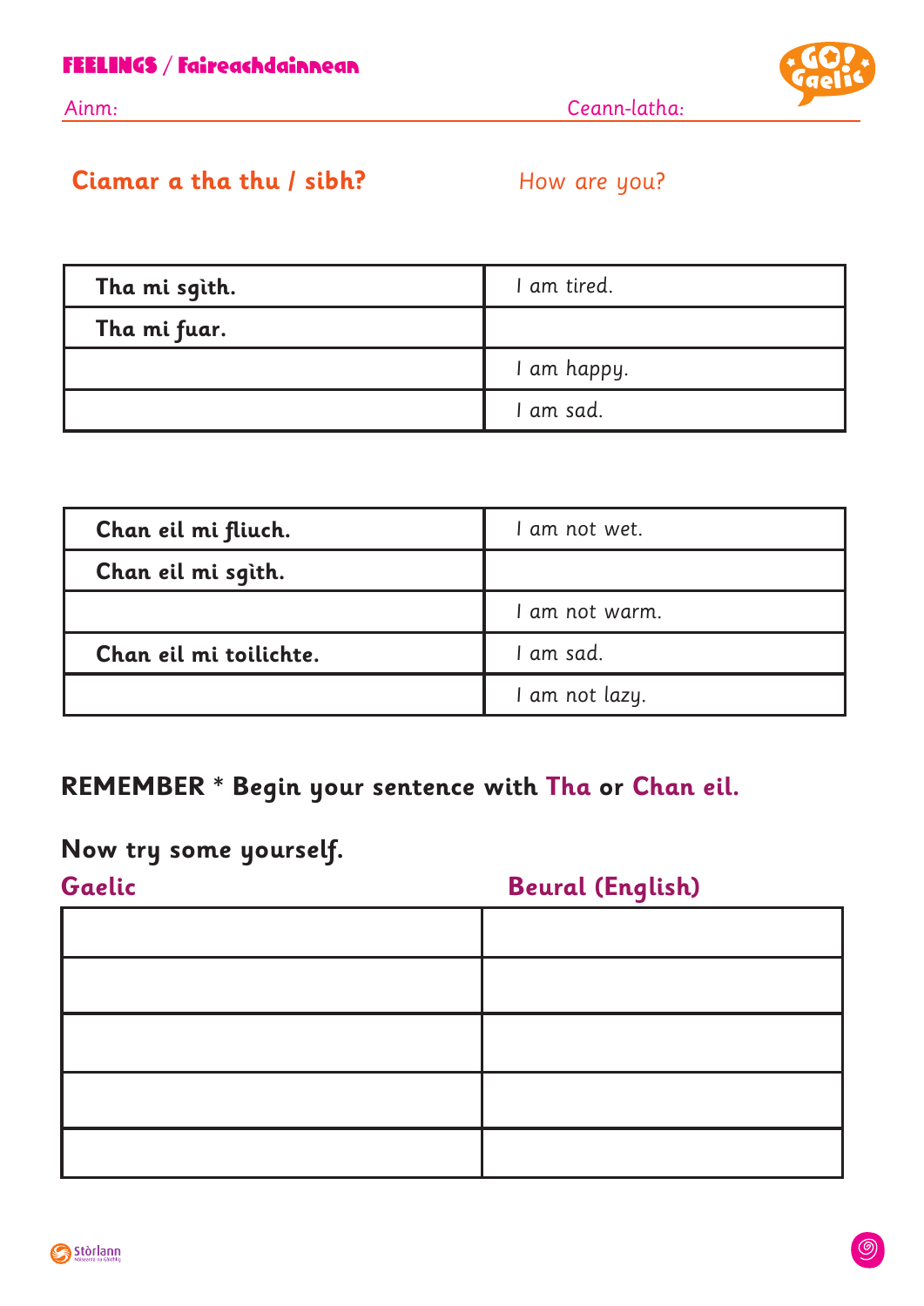# FEELINGS / Faireachdainnean

Ainm: Ceann-latha:

**Ciamar a tha thu / sibh?** How are you?

| | |
|---|---|
| **Tha mi sgìth.** | I am tired. |
| **Tha mi fuar.** | |
| | I am happy. |
| | I am sad. |

| | |
|---|---|
| **Chan eil mi fliuch.** | I am not wet. |
| **Chan eil mi sgìth.** | |
| | I am not warm. |
| **Chan eil mi toilichte.** | I am sad. |
| | I am not lazy. |

**REMEMBER * Begin your sentence with Tha or Chan eil.**

**Now try some yourself.**

| Gaelic | Beural (English) |
|---|---|
| | |
| | |
| | |
| | |
| | |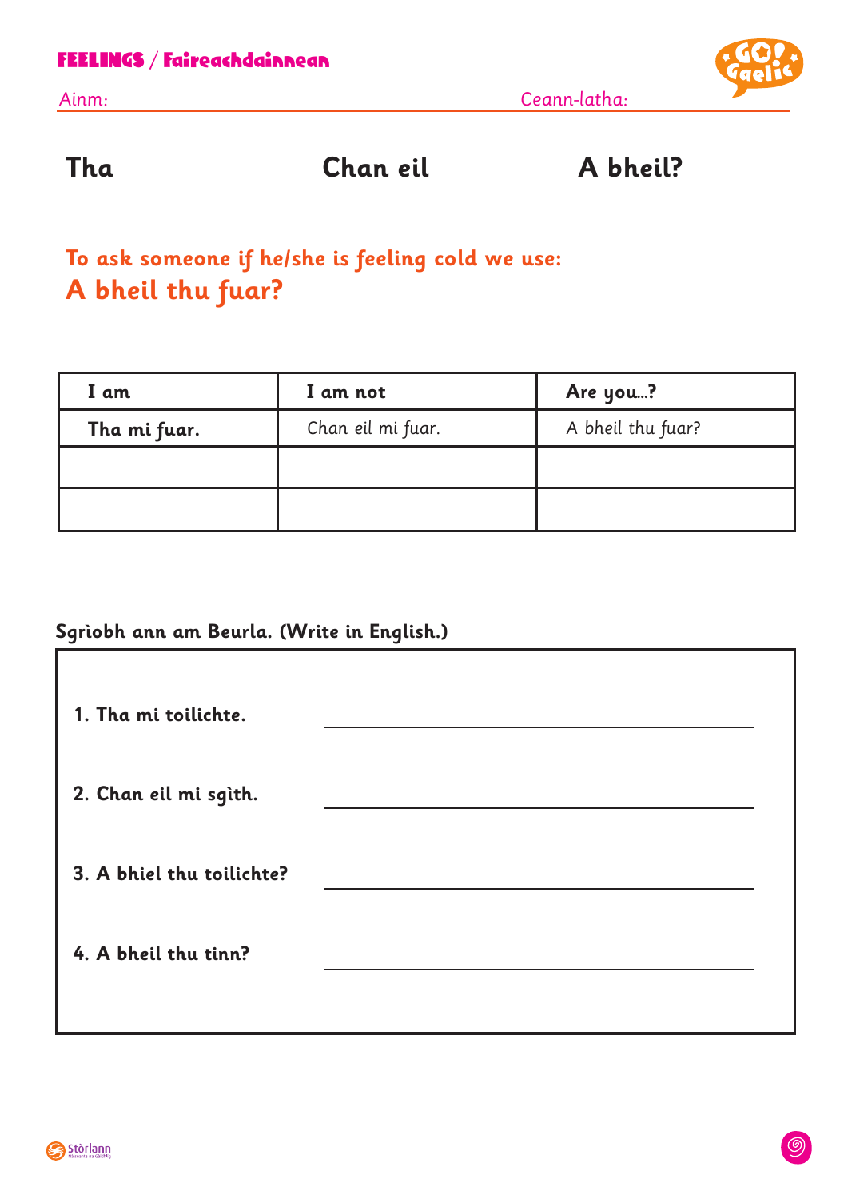# FEELINGS / Faireachdainnean

Ainm: Ceann-latha:

**Tha** **Chan eil** **A bheil?**

## To ask someone if he/she is feeling cold we use:
## A bheil thu fuar?

| I am | I am not | Are you...? |
|---|---|---|
| **Tha mi fuar.** | Chan eil mi fuar. | A bheil thu fuar? |
| | | |
| | | |

**Sgrìobh ann am Beurla. (Write in English.)**

1. **Tha mi toilichte.** ______________________________

2. **Chan eil mi sgìth.** ______________________________

3. **A bhiel thu toilichte?** ______________________________

4. **A bheil thu tinn?** ______________________________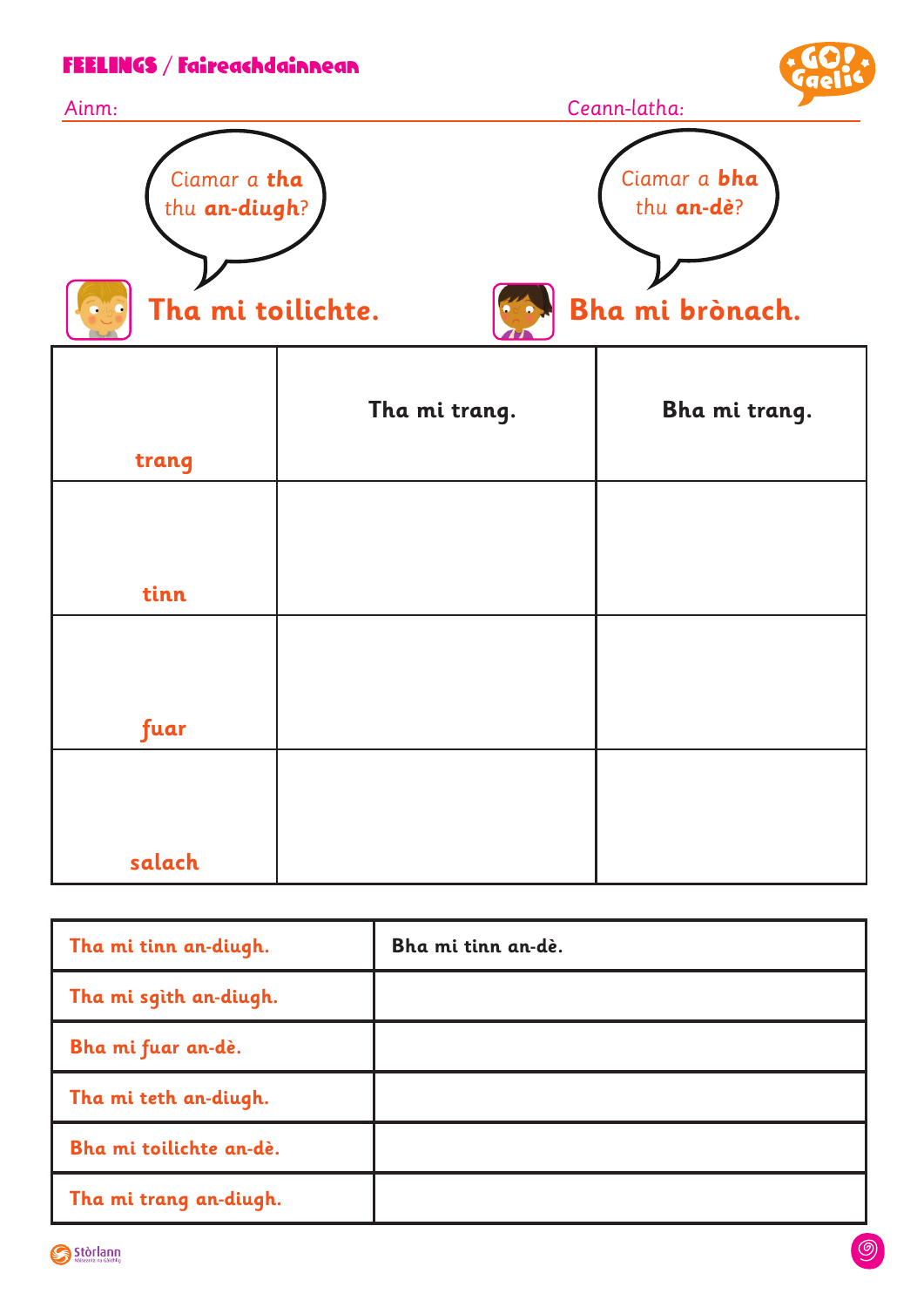# FEELINGS / Faireachdainnean

Ainm: Ceann-latha:

Ciamar a **tha** thu **an-diugh**?

**Tha mi toilichte.**

Ciamar a **bha** thu **an-dè**?

**Bha mi brònach.**

| | | |
|---|---|---|
| trang | Tha mi trang. | Bha mi trang. |
| tinn | | |
| fuar | | |
| salach | | |

| | |
|---|---|
| Tha mi tinn an-diugh. | Bha mi tinn an-dè. |
| Tha mi sgìth an-diugh. | |
| Bha mi fuar an-dè. | |
| Tha mi teth an-diugh. | |
| Bha mi toilichte an-dè. | |
| Tha mi trang an-diugh. | |